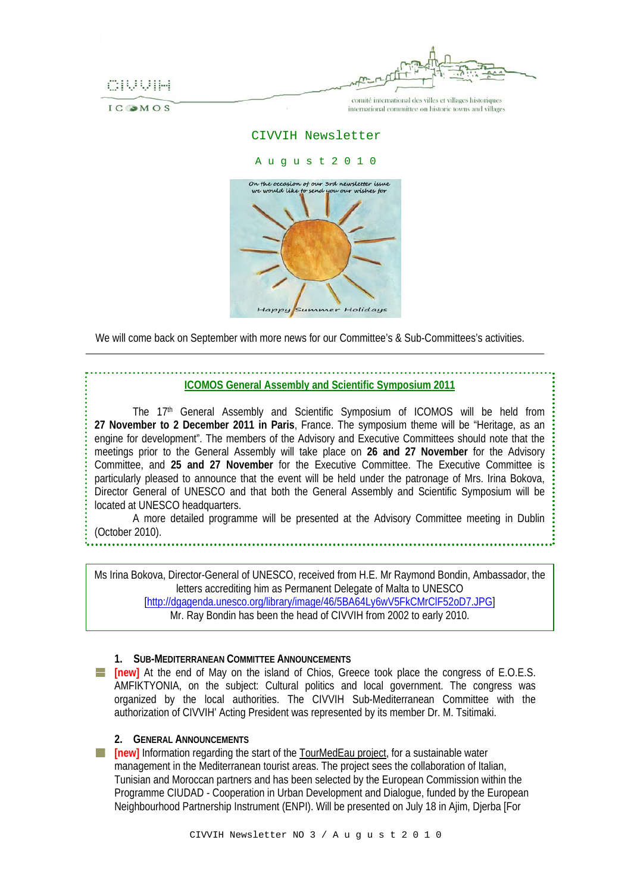CIVVIH

ICOMOS

comité international des villes et villages historiques
international committee on historic towns and villages

# CIVVIH Newsletter

## August 2010

On the occasion of our 3rd newsletter issue we would like to send you our wishes for

Happy Summer Holidays

We will come back on September with more news for our Committee's & Sub-Committees's activities.

---

### ICOMOS General Assembly and Scientific Symposium 2011

The 17th General Assembly and Scientific Symposium of ICOMOS will be held from **27 November to 2 December 2011 in Paris**, France. The symposium theme will be "Heritage, as an engine for development". The members of the Advisory and Executive Committees should note that the meetings prior to the General Assembly will take place on **26 and 27 November** for the Advisory Committee, and **25 and 27 November** for the Executive Committee. The Executive Committee is particularly pleased to announce that the event will be held under the patronage of Mrs. Irina Bokova, Director General of UNESCO and that both the General Assembly and Scientific Symposium will be located at UNESCO headquarters.

A more detailed programme will be presented at the Advisory Committee meeting in Dublin (October 2010).

---

Ms Irina Bokova, Director-General of UNESCO, received from H.E. Mr Raymond Bondin, Ambassador, the letters accrediting him as Permanent Delegate of Malta to UNESCO [http://dgagenda.unesco.org/library/image/46/5BA64Ly6wV5FkCMrClF52oD7.JPG]
Mr. Ray Bondin has been the head of CIVVIH from 2002 to early 2010.

### 1. Sub-Mediterranean Committee Announcements

- **[new]** At the end of May on the island of Chios, Greece took place the congress of E.O.E.S. AMFIKTYONIA, on the subject: Cultural politics and local government. The congress was organized by the local authorities. The CIVVIH Sub-Mediterranean Committee with the authorization of CIVVIH' Acting President was represented by its member Dr. M. Tsitimaki.

### 2. General Announcements

- **[new]** Information regarding the start of the TourMedEau project, for a sustainable water management in the Mediterranean tourist areas. The project sees the collaboration of Italian, Tunisian and Moroccan partners and has been selected by the European Commission within the Programme CIUDAD - Cooperation in Urban Development and Dialogue, funded by the European Neighbourhood Partnership Instrument (ENPI). Will be presented on July 18 in Ajim, Djerba [For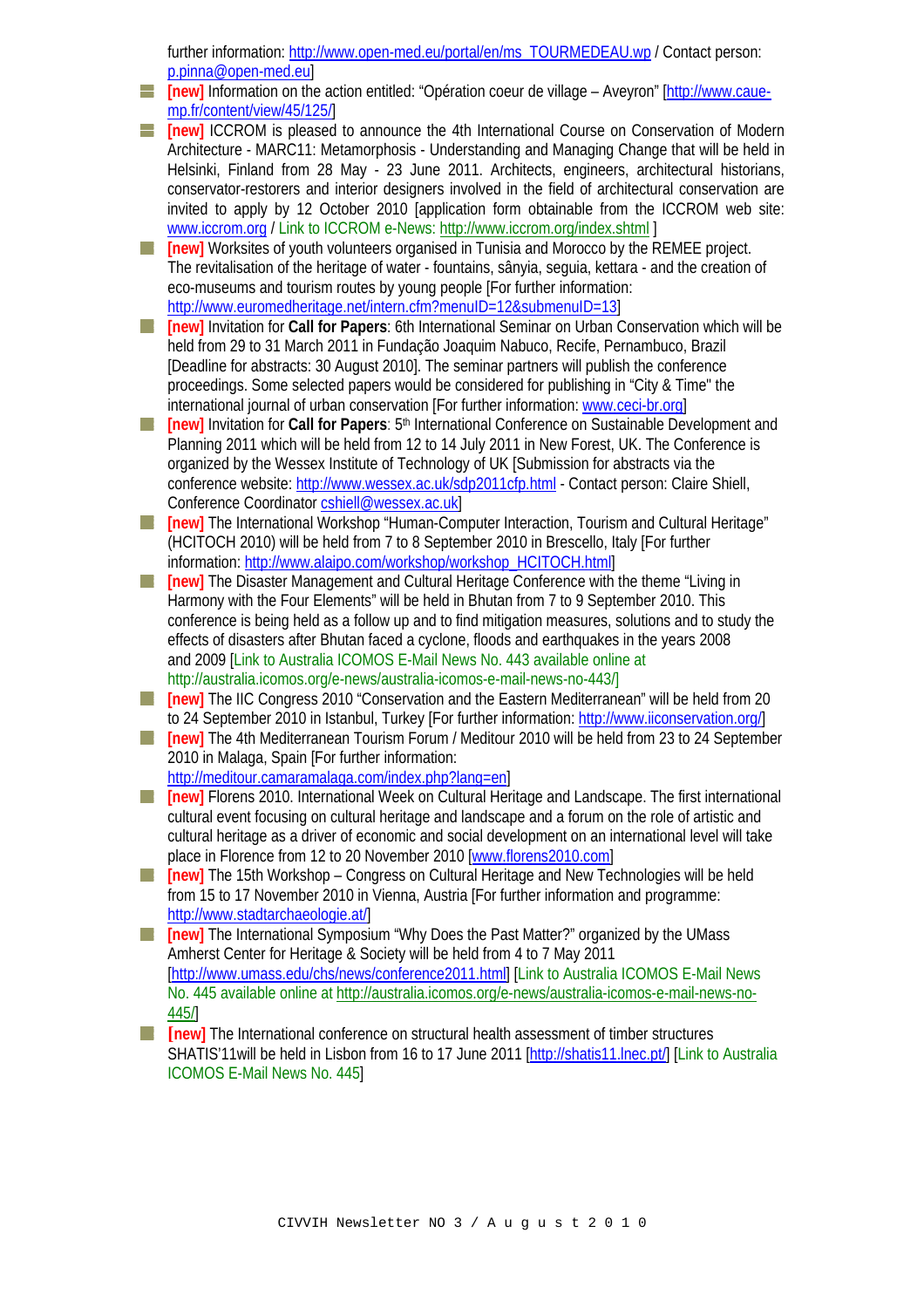further information: http://www.open-med.eu/portal/en/ms_TOURMEDEAU.wp / Contact person: p.pinna@open-med.eu]

- **[new]** Information on the action entitled: "Opération coeur de village – Aveyron" [http://www.caue-mp.fr/content/view/45/125/]
- **[new]** ICCROM is pleased to announce the 4th International Course on Conservation of Modern Architecture - MARC11: Metamorphosis - Understanding and Managing Change that will be held in Helsinki, Finland from 28 May - 23 June 2011. Architects, engineers, architectural historians, conservator-restorers and interior designers involved in the field of architectural conservation are invited to apply by 12 October 2010 [application form obtainable from the ICCROM web site: www.iccrom.org / Link to ICCROM e-News: http://www.iccrom.org/index.shtml ]
- **[new]** Worksites of youth volunteers organised in Tunisia and Morocco by the REMEE project. The revitalisation of the heritage of water - fountains, sânyia, seguia, kettara - and the creation of eco-museums and tourism routes by young people [For further information: http://www.euromedheritage.net/intern.cfm?menuID=12&submenuID=13]
- **[new]** Invitation for **Call for Papers**: 6th International Seminar on Urban Conservation which will be held from 29 to 31 March 2011 in Fundação Joaquim Nabuco, Recife, Pernambuco, Brazil [Deadline for abstracts: 30 August 2010]. The seminar partners will publish the conference proceedings. Some selected papers would be considered for publishing in "City & Time" the international journal of urban conservation [For further information: www.ceci-br.org]
- **[new]** Invitation for **Call for Papers**: 5th International Conference on Sustainable Development and Planning 2011 which will be held from 12 to 14 July 2011 in New Forest, UK. The Conference is organized by the Wessex Institute of Technology of UK [Submission for abstracts via the conference website: http://www.wessex.ac.uk/sdp2011cfp.html - Contact person: Claire Shiell, Conference Coordinator cshiell@wessex.ac.uk]
- **[new]** The International Workshop "Human-Computer Interaction, Tourism and Cultural Heritage" (HCITOCH 2010) will be held from 7 to 8 September 2010 in Brescello, Italy [For further information: http://www.alaipo.com/workshop/workshop_HCITOCH.html]
- **[new]** The Disaster Management and Cultural Heritage Conference with the theme "Living in Harmony with the Four Elements" will be held in Bhutan from 7 to 9 September 2010. This conference is being held as a follow up and to find mitigation measures, solutions and to study the effects of disasters after Bhutan faced a cyclone, floods and earthquakes in the years 2008 and 2009 [Link to Australia ICOMOS E-Mail News No. 443 available online at http://australia.icomos.org/e-news/australia-icomos-e-mail-news-no-443/]
- **[new]** The IIC Congress 2010 "Conservation and the Eastern Mediterranean" will be held from 20 to 24 September 2010 in Istanbul, Turkey [For further information: http://www.iiconservation.org/]
- **[new]** The 4th Mediterranean Tourism Forum / Meditour 2010 will be held from 23 to 24 September 2010 in Malaga, Spain [For further information: http://meditour.camaramalaga.com/index.php?lang=en]
- **[new]** Florens 2010. International Week on Cultural Heritage and Landscape. The first international cultural event focusing on cultural heritage and landscape and a forum on the role of artistic and cultural heritage as a driver of economic and social development on an international level will take place in Florence from 12 to 20 November 2010 [www.florens2010.com]
- **[new]** The 15th Workshop – Congress on Cultural Heritage and New Technologies will be held from 15 to 17 November 2010 in Vienna, Austria [For further information and programme: http://www.stadtarchaeologie.at/]
- **[new]** The International Symposium "Why Does the Past Matter?" organized by the UMass Amherst Center for Heritage & Society will be held from 4 to 7 May 2011 [http://www.umass.edu/chs/news/conference2011.html] [Link to Australia ICOMOS E-Mail News No. 445 available online at http://australia.icomos.org/e-news/australia-icomos-e-mail-news-no-445/]
- **[new]** The International conference on structural health assessment of timber structures SHATIS'11will be held in Lisbon from 16 to 17 June 2011 [http://shatis11.lnec.pt/] [Link to Australia ICOMOS E-Mail News No. 445]